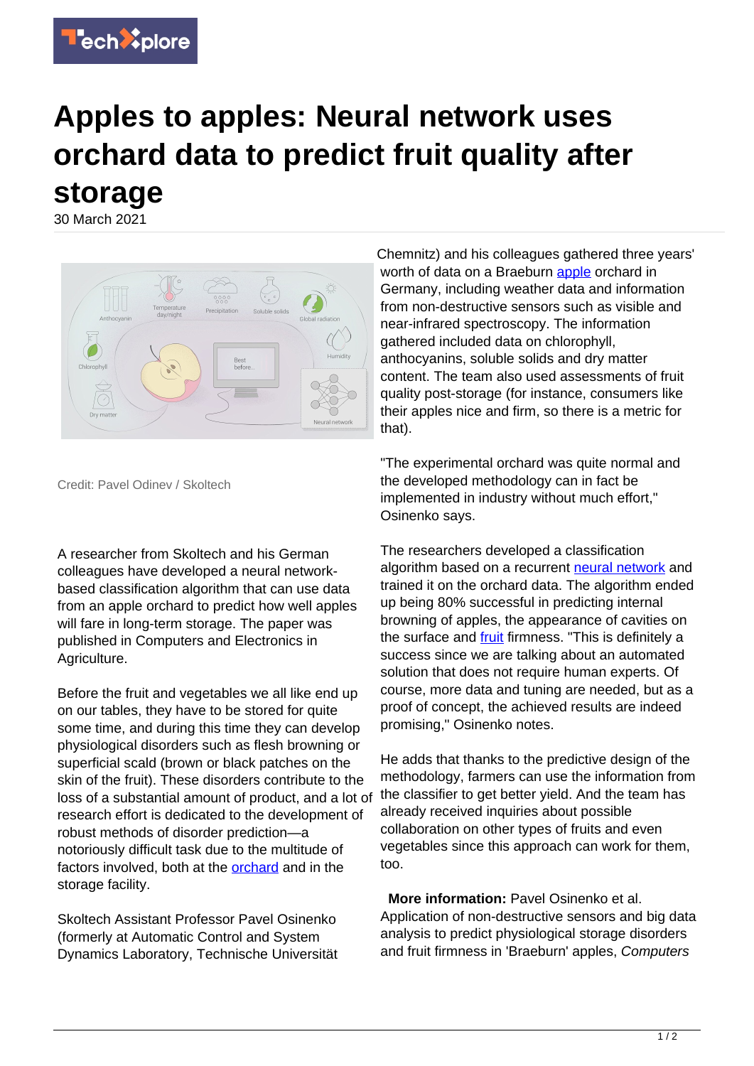# Apples to apples: Neural network uses orchard data to predict fruit quality after storage

30 March 2021

Credit: Pavel Odinev / Skoltech

A researcher from Skoltech and his German colleagues have developed a neural network-based classification algorithm that can use data from an apple orchard to predict how well apples will fare in long-term storage. The paper was published in Computers and Electronics in Agriculture.

Before the fruit and vegetables we all like end up on our tables, they have to be stored for quite some time, and during this time they can develop physiological disorders such as flesh browning or superficial scald (brown or black patches on the skin of the fruit). These disorders contribute to the loss of a substantial amount of product, and a lot of research effort is dedicated to the development of robust methods of disorder prediction—a notoriously difficult task due to the multitude of factors involved, both at the orchard and in the storage facility.

Skoltech Assistant Professor Pavel Osinenko (formerly at Automatic Control and System Dynamics Laboratory, Technische Universität Chemnitz) and his colleagues gathered three years' worth of data on a Braeburn apple orchard in Germany, including weather data and information from non-destructive sensors such as visible and near-infrared spectroscopy. The information gathered included data on chlorophyll, anthocyanins, soluble solids and dry matter content. The team also used assessments of fruit quality post-storage (for instance, consumers like their apples nice and firm, so there is a metric for that).

"The experimental orchard was quite normal and the developed methodology can in fact be implemented in industry without much effort," Osinenko says.

The researchers developed a classification algorithm based on a recurrent neural network and trained it on the orchard data. The algorithm ended up being 80% successful in predicting internal browning of apples, the appearance of cavities on the surface and fruit firmness. "This is definitely a success since we are talking about an automated solution that does not require human experts. Of course, more data and tuning are needed, but as a proof of concept, the achieved results are indeed promising," Osinenko notes.

He adds that thanks to the predictive design of the methodology, farmers can use the information from the classifier to get better yield. And the team has already received inquiries about possible collaboration on other types of fruits and even vegetables since this approach can work for them, too.

**More information:** Pavel Osinenko et al. Application of non-destructive sensors and big data analysis to predict physiological storage disorders and fruit firmness in 'Braeburn' apples, *Computers*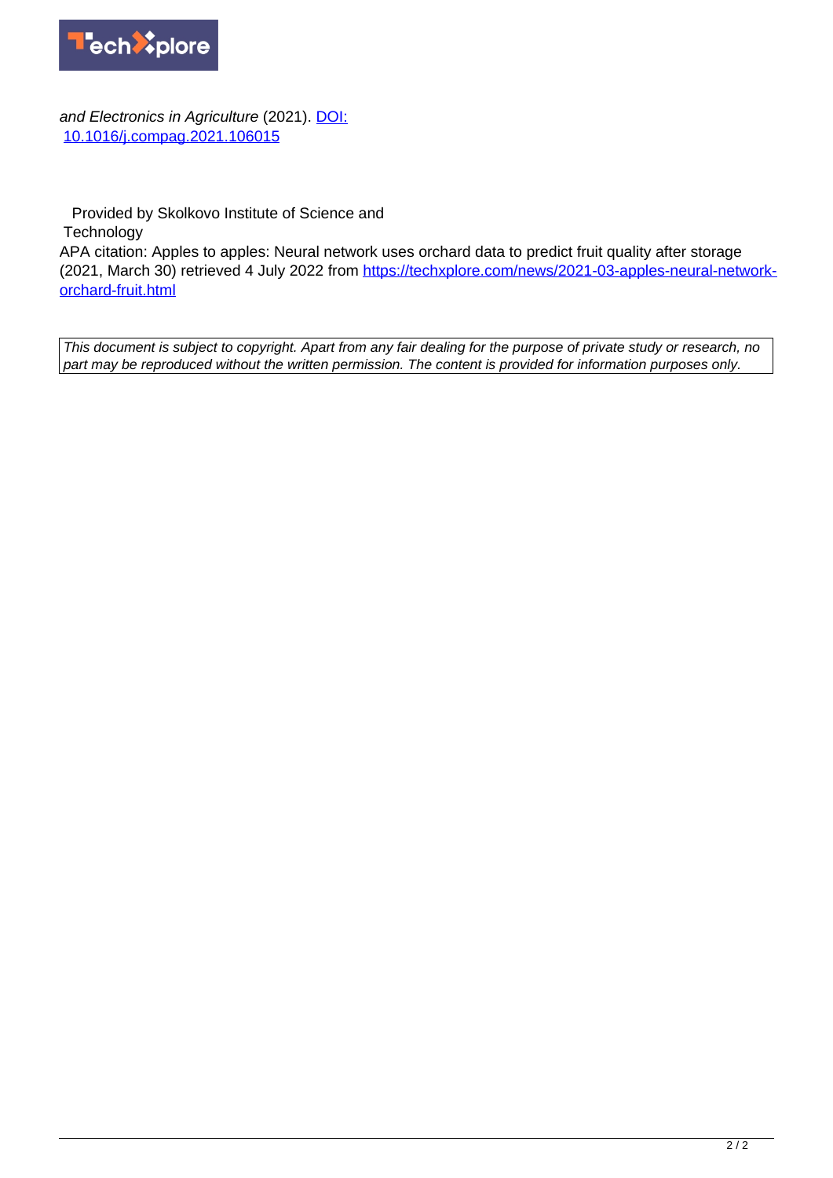*and Electronics in Agriculture* (2021). [DOI: 10.1016/j.compag.2021.106015](https://dx.doi.org/10.1016/j.compag.2021.106015)

Provided by Skolkovo Institute of Science and Technology

APA citation: Apples to apples: Neural network uses orchard data to predict fruit quality after storage (2021, March 30) retrieved 4 July 2022 from https://techxplore.com/news/2021-03-apples-neural-network-orchard-fruit.html

*This document is subject to copyright. Apart from any fair dealing for the purpose of private study or research, no part may be reproduced without the written permission. The content is provided for information purposes only.*